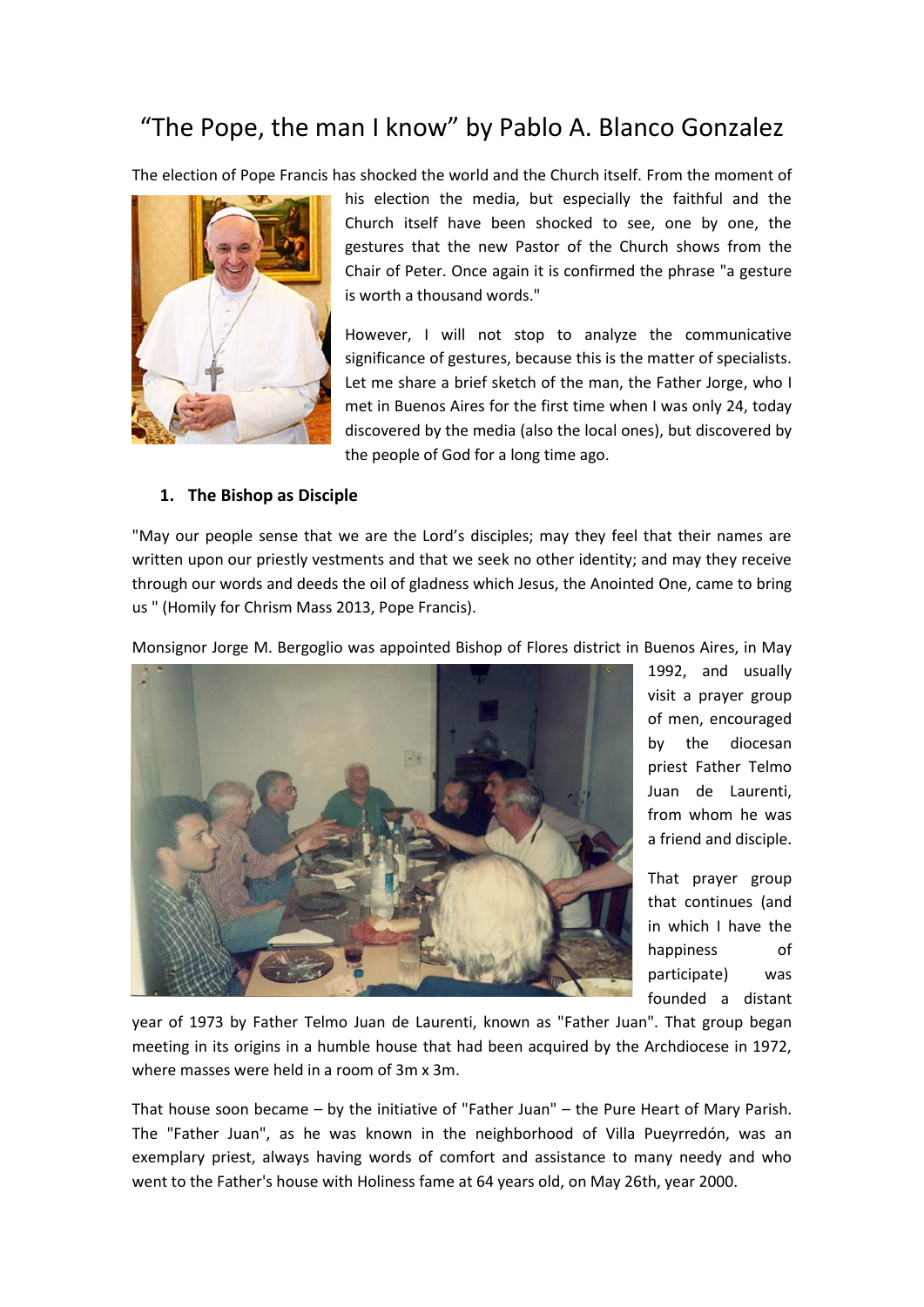# “The Pope, the man I know” by Pablo A. Blanco Gonzalez

The election of Pope Francis has shocked the world and the Church itself. From the moment of his election the media, but especially the faithful and the Church itself have been shocked to see, one by one, the gestures that the new Pastor of the Church shows from the Chair of Peter. Once again it is confirmed the phrase "a gesture is worth a thousand words."

However, I will not stop to analyze the communicative significance of gestures, because this is the matter of specialists. Let me share a brief sketch of the man, the Father Jorge, who I met in Buenos Aires for the first time when I was only 24, today discovered by the media (also the local ones), but discovered by the people of God for a long time ago.

## 1. The Bishop as Disciple

"May our people sense that we are the Lord’s disciples; may they feel that their names are written upon our priestly vestments and that we seek no other identity; and may they receive through our words and deeds the oil of gladness which Jesus, the Anointed One, came to bring us " (Homily for Chrism Mass 2013, Pope Francis).

Monsignor Jorge M. Bergoglio was appointed Bishop of Flores district in Buenos Aires, in May 1992, and usually visit a prayer group of men, encouraged by the diocesan priest Father Telmo Juan de Laurenti, from whom he was a friend and disciple.

That prayer group that continues (and in which I have the happiness of participate) was founded a distant year of 1973 by Father Telmo Juan de Laurenti, known as "Father Juan". That group began meeting in its origins in a humble house that had been acquired by the Archdiocese in 1972, where masses were held in a room of 3m x 3m.

That house soon became – by the initiative of "Father Juan" – the Pure Heart of Mary Parish. The "Father Juan", as he was known in the neighborhood of Villa Pueyrredón, was an exemplary priest, always having words of comfort and assistance to many needy and who went to the Father's house with Holiness fame at 64 years old, on May 26th, year 2000.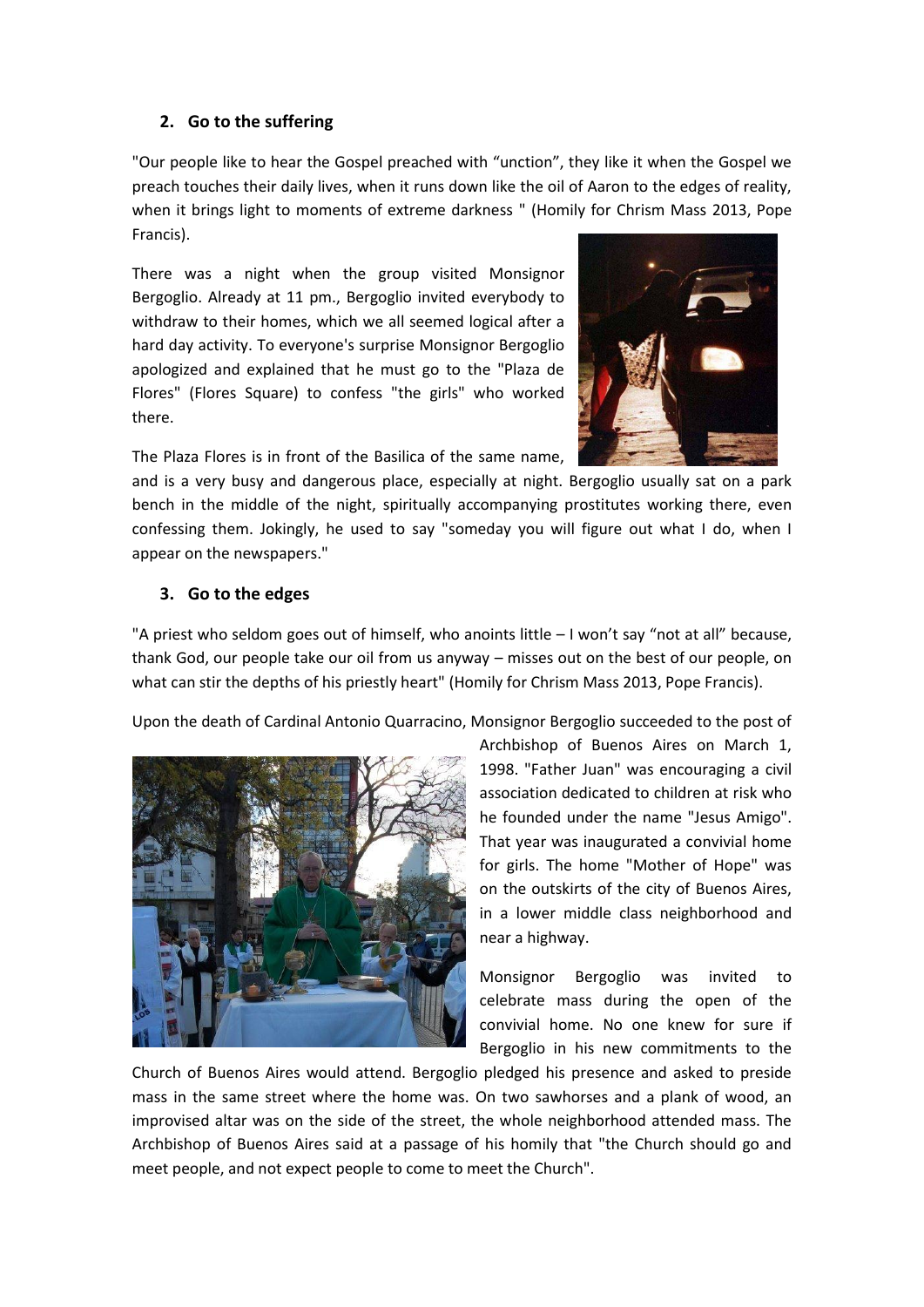## 2. Go to the suffering

"Our people like to hear the Gospel preached with "unction", they like it when the Gospel we preach touches their daily lives, when it runs down like the oil of Aaron to the edges of reality, when it brings light to moments of extreme darkness " (Homily for Chrism Mass 2013, Pope Francis).

There was a night when the group visited Monsignor Bergoglio. Already at 11 pm., Bergoglio invited everybody to withdraw to their homes, which we all seemed logical after a hard day activity. To everyone's surprise Monsignor Bergoglio apologized and explained that he must go to the "Plaza de Flores" (Flores Square) to confess "the girls" who worked there.

The Plaza Flores is in front of the Basilica of the same name, and is a very busy and dangerous place, especially at night. Bergoglio usually sat on a park bench in the middle of the night, spiritually accompanying prostitutes working there, even confessing them. Jokingly, he used to say "someday you will figure out what I do, when I appear on the newspapers."

## 3. Go to the edges

"A priest who seldom goes out of himself, who anoints little – I won't say "not at all" because, thank God, our people take our oil from us anyway – misses out on the best of our people, on what can stir the depths of his priestly heart" (Homily for Chrism Mass 2013, Pope Francis).

Upon the death of Cardinal Antonio Quarracino, Monsignor Bergoglio succeeded to the post of Archbishop of Buenos Aires on March 1, 1998. "Father Juan" was encouraging a civil association dedicated to children at risk who he founded under the name "Jesus Amigo". That year was inaugurated a convivial home for girls. The home "Mother of Hope" was on the outskirts of the city of Buenos Aires, in a lower middle class neighborhood and near a highway.

Monsignor Bergoglio was invited to celebrate mass during the open of the convivial home. No one knew for sure if Bergoglio in his new commitments to the Church of Buenos Aires would attend. Bergoglio pledged his presence and asked to preside mass in the same street where the home was. On two sawhorses and a plank of wood, an improvised altar was on the side of the street, the whole neighborhood attended mass. The Archbishop of Buenos Aires said at a passage of his homily that "the Church should go and meet people, and not expect people to come to meet the Church".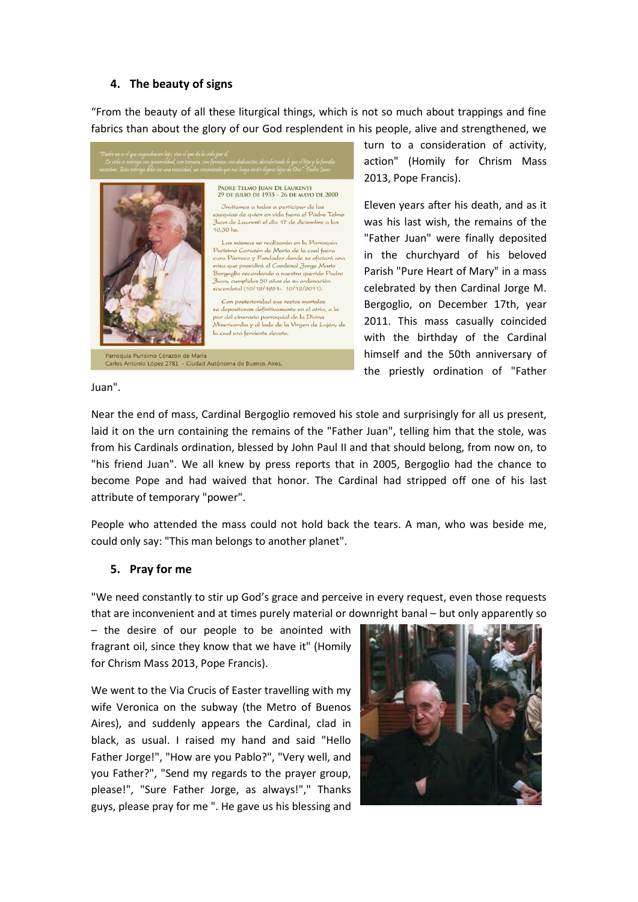## 4. The beauty of signs

"From the beauty of all these liturgical things, which is not so much about trappings and fine fabrics than about the glory of our God resplendent in his people, alive and strengthened, we turn to a consideration of activity, action" (Homily for Chrism Mass 2013, Pope Francis).

Eleven years after his death, and as it was his last wish, the remains of the "Father Juan" were finally deposited in the churchyard of his beloved Parish "Pure Heart of Mary" in a mass celebrated by then Cardinal Jorge M. Bergoglio, on December 17th, year 2011. This mass casually coincided with the birthday of the Cardinal himself and the 50th anniversary of the priestly ordination of "Father Juan".

Near the end of mass, Cardinal Bergoglio removed his stole and surprisingly for all us present, laid it on the urn containing the remains of the "Father Juan", telling him that the stole, was from his Cardinals ordination, blessed by John Paul II and that should belong, from now on, to "his friend Juan". We all knew by press reports that in 2005, Bergoglio had the chance to become Pope and had waived that honor. The Cardinal had stripped off one of his last attribute of temporary "power".

People who attended the mass could not hold back the tears. A man, who was beside me, could only say: "This man belongs to another planet".

## 5. Pray for me

"We need constantly to stir up God's grace and perceive in every request, even those requests that are inconvenient and at times purely material or downright banal – but only apparently so – the desire of our people to be anointed with fragrant oil, since they know that we have it" (Homily for Chrism Mass 2013, Pope Francis).

We went to the Via Crucis of Easter travelling with my wife Veronica on the subway (the Metro of Buenos Aires), and suddenly appears the Cardinal, clad in black, as usual. I raised my hand and said "Hello Father Jorge!", "How are you Pablo?", "Very well, and you Father?", "Send my regards to the prayer group, please!", "Sure Father Jorge, as always!"," Thanks guys, please pray for me ". He gave us his blessing and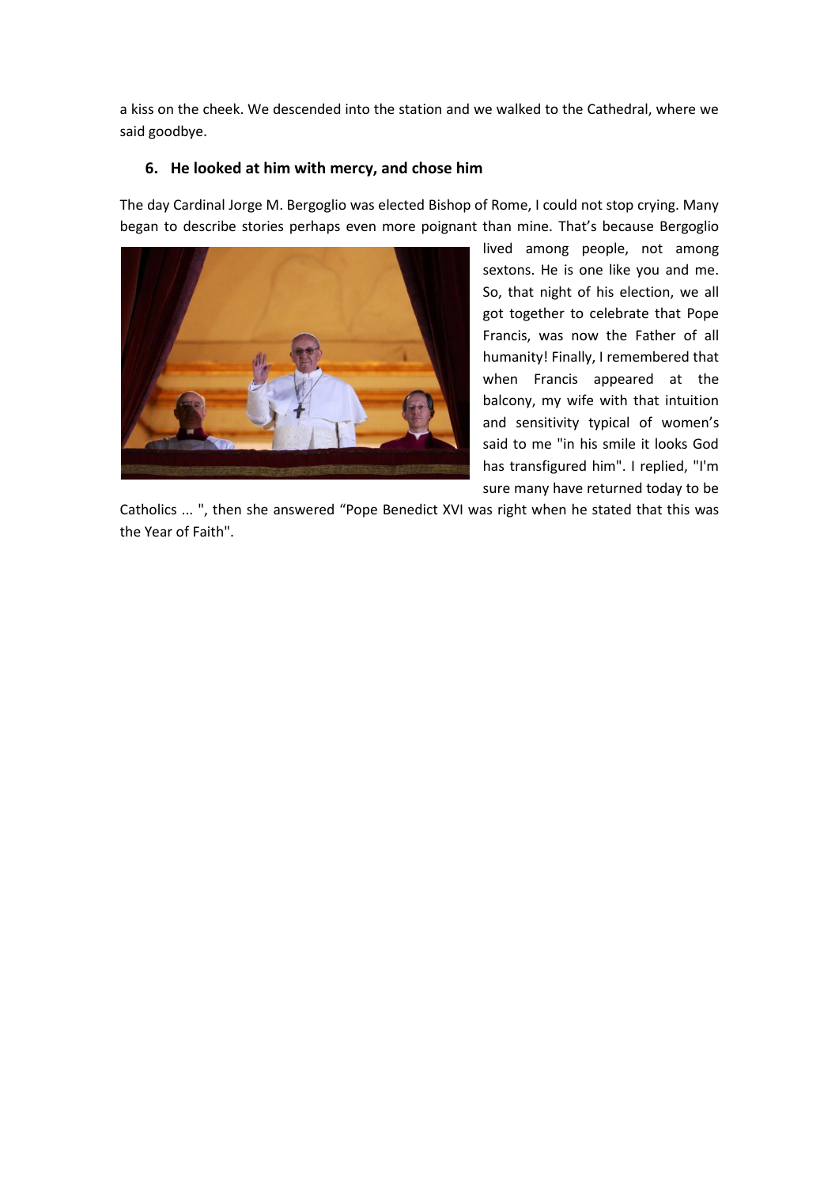a kiss on the cheek. We descended into the station and we walked to the Cathedral, where we said goodbye.

## 6. He looked at him with mercy, and chose him

The day Cardinal Jorge M. Bergoglio was elected Bishop of Rome, I could not stop crying. Many began to describe stories perhaps even more poignant than mine. That's because Bergoglio lived among people, not among sextons. He is one like you and me. So, that night of his election, we all got together to celebrate that Pope Francis, was now the Father of all humanity! Finally, I remembered that when Francis appeared at the balcony, my wife with that intuition and sensitivity typical of women's said to me "in his smile it looks God has transfigured him". I replied, "I'm sure many have returned today to be Catholics ... ", then she answered "Pope Benedict XVI was right when he stated that this was the Year of Faith".